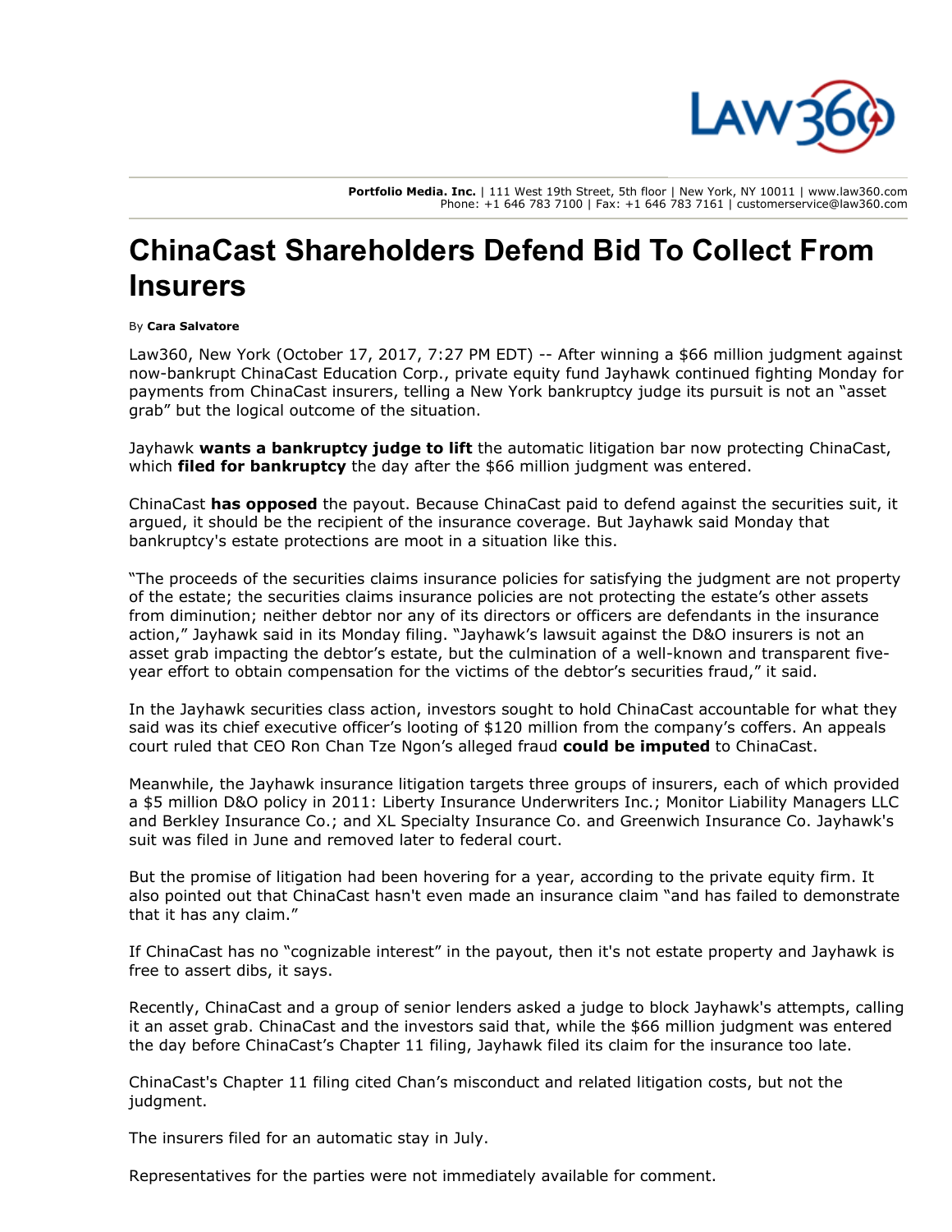**Portfolio Media. Inc.** | 111 West 19th Street, 5th floor | New York, NY 10011 | www.law360.com
Phone: +1 646 783 7100 | Fax: +1 646 783 7161 | customerservice@law360.com

# ChinaCast Shareholders Defend Bid To Collect From Insurers

By **Cara Salvatore**

Law360, New York (October 17, 2017, 7:27 PM EDT) -- After winning a $66 million judgment against now-bankrupt ChinaCast Education Corp., private equity fund Jayhawk continued fighting Monday for payments from ChinaCast insurers, telling a New York bankruptcy judge its pursuit is not an "asset grab" but the logical outcome of the situation.

Jayhawk **wants a bankruptcy judge to lift** the automatic litigation bar now protecting ChinaCast, which **filed for bankruptcy** the day after the $66 million judgment was entered.

ChinaCast **has opposed** the payout. Because ChinaCast paid to defend against the securities suit, it argued, it should be the recipient of the insurance coverage. But Jayhawk said Monday that bankruptcy's estate protections are moot in a situation like this.

"The proceeds of the securities claims insurance policies for satisfying the judgment are not property of the estate; the securities claims insurance policies are not protecting the estate's other assets from diminution; neither debtor nor any of its directors or officers are defendants in the insurance action," Jayhawk said in its Monday filing. "Jayhawk's lawsuit against the D&O insurers is not an asset grab impacting the debtor's estate, but the culmination of a well-known and transparent five-year effort to obtain compensation for the victims of the debtor's securities fraud," it said.

In the Jayhawk securities class action, investors sought to hold ChinaCast accountable for what they said was its chief executive officer's looting of $120 million from the company's coffers. An appeals court ruled that CEO Ron Chan Tze Ngon's alleged fraud **could be imputed** to ChinaCast.

Meanwhile, the Jayhawk insurance litigation targets three groups of insurers, each of which provided a $5 million D&O policy in 2011: Liberty Insurance Underwriters Inc.; Monitor Liability Managers LLC and Berkley Insurance Co.; and XL Specialty Insurance Co. and Greenwich Insurance Co. Jayhawk's suit was filed in June and removed later to federal court.

But the promise of litigation had been hovering for a year, according to the private equity firm. It also pointed out that ChinaCast hasn't even made an insurance claim "and has failed to demonstrate that it has any claim."

If ChinaCast has no "cognizable interest" in the payout, then it's not estate property and Jayhawk is free to assert dibs, it says.

Recently, ChinaCast and a group of senior lenders asked a judge to block Jayhawk's attempts, calling it an asset grab. ChinaCast and the investors said that, while the $66 million judgment was entered the day before ChinaCast's Chapter 11 filing, Jayhawk filed its claim for the insurance too late.

ChinaCast's Chapter 11 filing cited Chan's misconduct and related litigation costs, but not the judgment.

The insurers filed for an automatic stay in July.

Representatives for the parties were not immediately available for comment.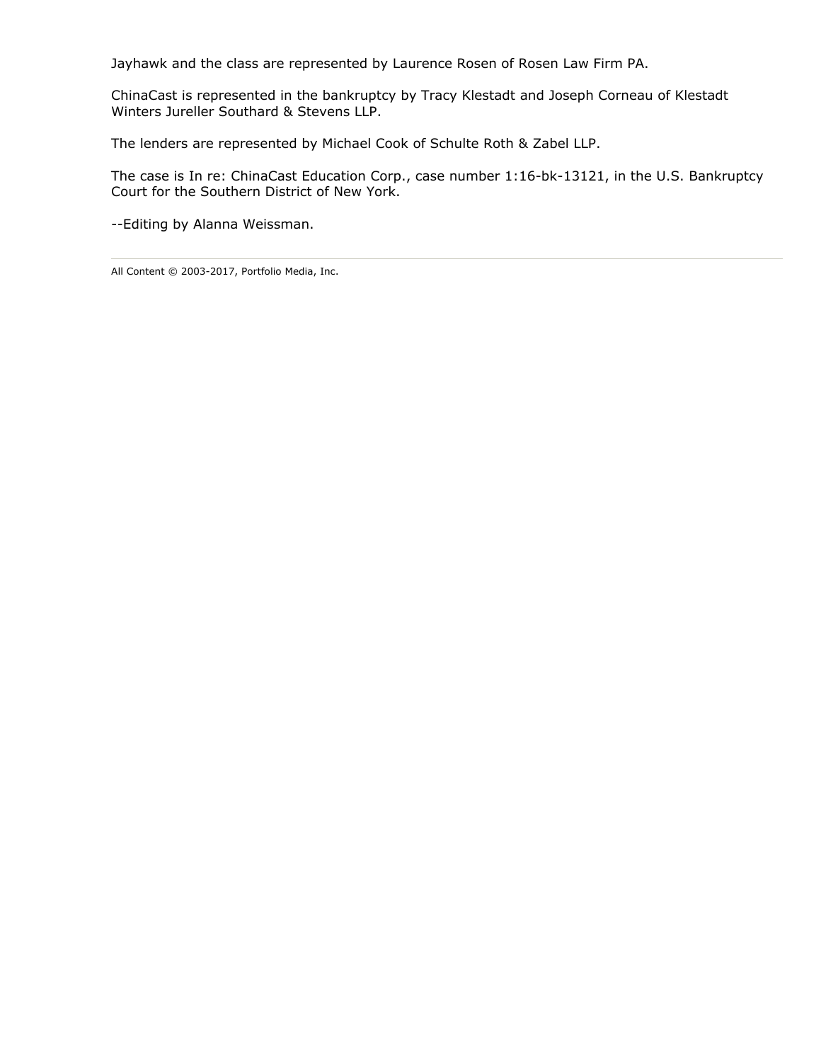Jayhawk and the class are represented by Laurence Rosen of Rosen Law Firm PA.

ChinaCast is represented in the bankruptcy by Tracy Klestadt and Joseph Corneau of Klestadt Winters Jureller Southard & Stevens LLP.

The lenders are represented by Michael Cook of Schulte Roth & Zabel LLP.

The case is In re: ChinaCast Education Corp., case number 1:16-bk-13121, in the U.S. Bankruptcy Court for the Southern District of New York.

--Editing by Alanna Weissman.

All Content © 2003-2017, Portfolio Media, Inc.